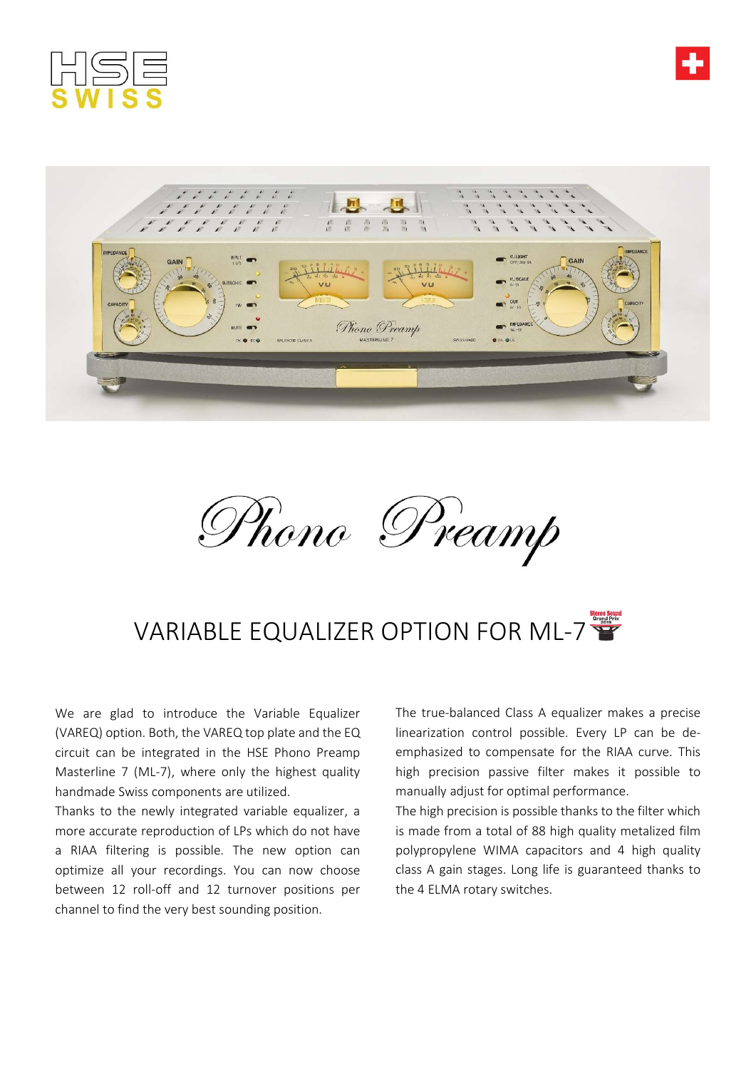# Phono Preamp

## VARIABLE EQUALIZER OPTION FOR ML-7

We are glad to introduce the Variable Equalizer (VAREQ) option. Both, the VAREQ top plate and the EQ circuit can be integrated in the HSE Phono Preamp Masterline 7 (ML-7), where only the highest quality handmade Swiss components are utilized.

Thanks to the newly integrated variable equalizer, a more accurate reproduction of LPs which do not have a RIAA filtering is possible. The new option can optimize all your recordings. You can now choose between 12 roll-off and 12 turnover positions per channel to find the very best sounding position.

The true-balanced Class A equalizer makes a precise linearization control possible. Every LP can be de-emphasized to compensate for the RIAA curve. This high precision passive filter makes it possible to manually adjust for optimal performance.

The high precision is possible thanks to the filter which is made from a total of 88 high quality metalized film polypropylene WIMA capacitors and 4 high quality class A gain stages. Long life is guaranteed thanks to the 4 ELMA rotary switches.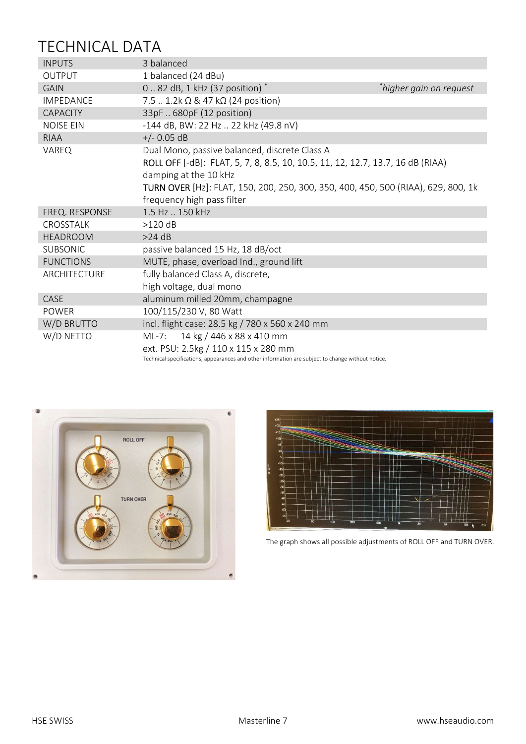# TECHNICAL DATA

| | |
|---|---|
| INPUTS | 3 balanced |
| OUTPUT | 1 balanced (24 dBu) |
| GAIN | 0 .. 82 dB, 1 kHz (37 position) * — *higher gain on request |
| IMPEDANCE | 7.5 .. 1.2k Ω & 47 kΩ (24 position) |
| CAPACITY | 33pF .. 680pF (12 position) |
| NOISE EIN | -144 dB, BW: 22 Hz .. 22 kHz (49.8 nV) |
| RIAA | +/- 0.05 dB |
| VAREQ | Dual Mono, passive balanced, discrete Class A<br>**ROLL OFF** [-dB]: FLAT, 5, 7, 8, 8.5, 10, 10.5, 11, 12, 12.7, 13.7, 16 dB (RIAA) damping at the 10 kHz<br>**TURN OVER** [Hz]: FLAT, 150, 200, 250, 300, 350, 400, 450, 500 (RIAA), 629, 800, 1k frequency high pass filter |
| FREQ. RESPONSE | 1.5 Hz .. 150 kHz |
| CROSSTALK | >120 dB |
| HEADROOM | >24 dB |
| SUBSONIC | passive balanced 15 Hz, 18 dB/oct |
| FUNCTIONS | MUTE, phase, overload Ind., ground lift |
| ARCHITECTURE | fully balanced Class A, discrete,<br>high voltage, dual mono |
| CASE | aluminum milled 20mm, champagne |
| POWER | 100/115/230 V, 80 Watt |
| W/D BRUTTO | incl. flight case: 28.5 kg / 780 x 560 x 240 mm |
| W/D NETTO | ML-7: 14 kg / 446 x 88 x 410 mm<br>ext. PSU: 2.5kg / 110 x 115 x 280 mm |

Technical specifications, appearances and other information are subject to change without notice.

The graph shows all possible adjustments of ROLL OFF and TURN OVER.